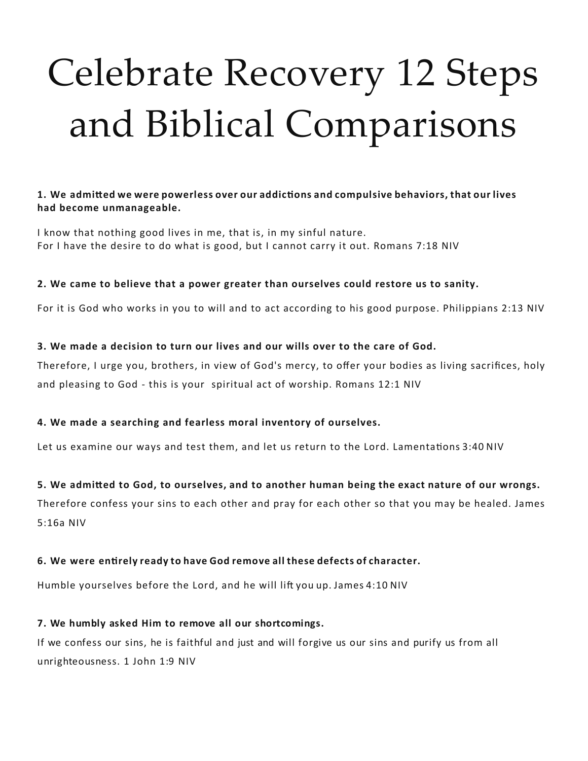# Celebrate Recovery 12 Steps and Biblical Comparisons

**1. We admitted we were powerless over our addictions and compulsive behaviors, that our lives had become unmanageable.**

I know that nothing good lives in me, that is, in my sinful nature.
For I have the desire to do what is good, but I cannot carry it out. Romans 7:18 NIV

**2. We came to believe that a power greater than ourselves could restore us to sanity.**

For it is God who works in you to will and to act according to his good purpose. Philippians 2:13 NIV

**3. We made a decision to turn our lives and our wills over to the care of God.**

Therefore, I urge you, brothers, in view of God's mercy, to offer your bodies as living sacrifices, holy and pleasing to God - this is your spiritual act of worship. Romans 12:1 NIV

**4. We made a searching and fearless moral inventory of ourselves.**

Let us examine our ways and test them, and let us return to the Lord. Lamentations 3:40 NIV

**5. We admitted to God, to ourselves, and to another human being the exact nature of our wrongs.**

Therefore confess your sins to each other and pray for each other so that you may be healed. James 5:16a NIV

**6. We were entirely ready to have God remove all these defects of character.**

Humble yourselves before the Lord, and he will lift you up. James 4:10 NIV

**7. We humbly asked Him to remove all our shortcomings.**

If we confess our sins, he is faithful and just and will forgive us our sins and purify us from all unrighteousness. 1 John 1:9 NIV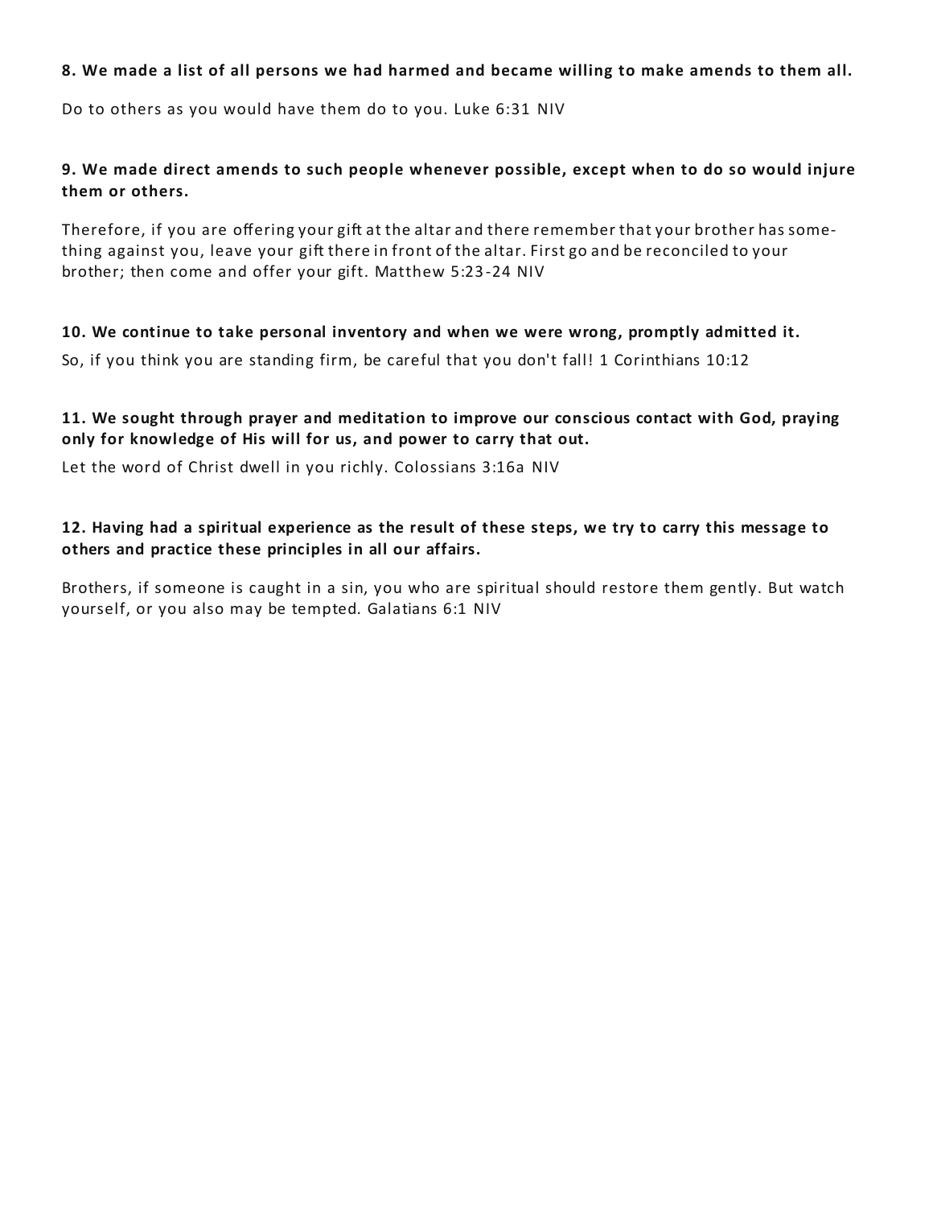**8. We made a list of all persons we had harmed and became willing to make amends to them all.**

Do to others as you would have them do to you. Luke 6:31 NIV

**9. We made direct amends to such people whenever possible, except when to do so would injure them or others.**

Therefore, if you are offering your gift at the altar and there remember that your brother has something against you, leave your gift there in front of the altar. First go and be reconciled to your brother; then come and offer your gift. Matthew 5:23-24 NIV

**10. We continue to take personal inventory and when we were wrong, promptly admitted it.**

So, if you think you are standing firm, be careful that you don't fall! 1 Corinthians 10:12

**11. We sought through prayer and meditation to improve our conscious contact with God, praying only for knowledge of His will for us, and power to carry that out.**

Let the word of Christ dwell in you richly. Colossians 3:16a NIV

**12. Having had a spiritual experience as the result of these steps, we try to carry this message to others and practice these principles in all our affairs.**

Brothers, if someone is caught in a sin, you who are spiritual should restore them gently. But watch yourself, or you also may be tempted. Galatians 6:1 NIV